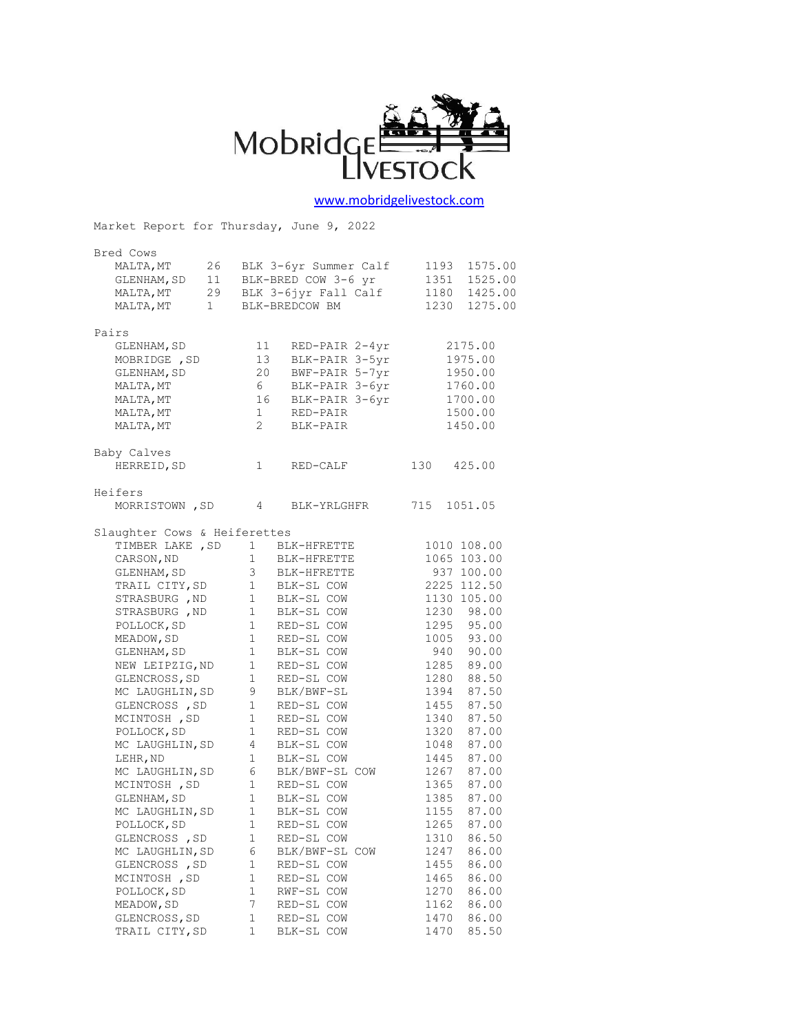# Mobridge Livestock

www.mobridgelivestock.com

Market Report for Thursday, June 9, 2022

## Bred Cows

| Location | Head | Description | Weight | Price |
|---|---|---|---|---|
| MALTA,MT | 26 | BLK 3-6yr Summer Calf | 1193 | 1575.00 |
| GLENHAM,SD | 11 | BLK-BRED COW 3-6 yr | 1351 | 1525.00 |
| MALTA,MT | 29 | BLK 3-6jyr Fall Calf | 1180 | 1425.00 |
| MALTA,MT | 1 | BLK-BREDCOW BM | 1230 | 1275.00 |

## Pairs

| Location | Head | Description | Price |
|---|---|---|---|
| GLENHAM,SD | 11 | RED-PAIR 2-4yr | 2175.00 |
| MOBRIDGE ,SD | 13 | BLK-PAIR 3-5yr | 1975.00 |
| GLENHAM,SD | 20 | BWF-PAIR 5-7yr | 1950.00 |
| MALTA,MT | 6 | BLK-PAIR 3-6yr | 1760.00 |
| MALTA,MT | 16 | BLK-PAIR 3-6yr | 1700.00 |
| MALTA,MT | 1 | RED-PAIR | 1500.00 |
| MALTA,MT | 2 | BLK-PAIR | 1450.00 |

## Baby Calves

| Location | Head | Description | Weight | Price |
|---|---|---|---|---|
| HERREID,SD | 1 | RED-CALF | 130 | 425.00 |

## Heifers

| Location | Head | Description | Weight | Price |
|---|---|---|---|---|
| MORRISTOWN ,SD | 4 | BLK-YRLGHFR | 715 | 1051.05 |

## Slaughter Cows & Heiferettes

| Location | Head | Description | Weight | Price |
|---|---|---|---|---|
| TIMBER LAKE ,SD | 1 | BLK-HFRETTE | 1010 | 108.00 |
| CARSON,ND | 1 | BLK-HFRETTE | 1065 | 103.00 |
| GLENHAM,SD | 3 | BLK-HFRETTE | 937 | 100.00 |
| TRAIL CITY,SD | 1 | BLK-SL COW | 2225 | 112.50 |
| STRASBURG ,ND | 1 | BLK-SL COW | 1130 | 105.00 |
| STRASBURG ,ND | 1 | BLK-SL COW | 1230 | 98.00 |
| POLLOCK,SD | 1 | RED-SL COW | 1295 | 95.00 |
| MEADOW,SD | 1 | RED-SL COW | 1005 | 93.00 |
| GLENHAM,SD | 1 | BLK-SL COW | 940 | 90.00 |
| NEW LEIPZIG,ND | 1 | RED-SL COW | 1285 | 89.00 |
| GLENCROSS,SD | 1 | RED-SL COW | 1280 | 88.50 |
| MC LAUGHLIN,SD | 9 | BLK/BWF-SL | 1394 | 87.50 |
| GLENCROSS ,SD | 1 | RED-SL COW | 1455 | 87.50 |
| MCINTOSH ,SD | 1 | RED-SL COW | 1340 | 87.50 |
| POLLOCK,SD | 1 | RED-SL COW | 1320 | 87.00 |
| MC LAUGHLIN,SD | 4 | BLK-SL COW | 1048 | 87.00 |
| LEHR,ND | 1 | BLK-SL COW | 1445 | 87.00 |
| MC LAUGHLIN,SD | 6 | BLK/BWF-SL COW | 1267 | 87.00 |
| MCINTOSH ,SD | 1 | RED-SL COW | 1365 | 87.00 |
| GLENHAM,SD | 1 | BLK-SL COW | 1385 | 87.00 |
| MC LAUGHLIN,SD | 1 | BLK-SL COW | 1155 | 87.00 |
| POLLOCK,SD | 1 | RED-SL COW | 1265 | 87.00 |
| GLENCROSS ,SD | 1 | RED-SL COW | 1310 | 86.50 |
| MC LAUGHLIN,SD | 6 | BLK/BWF-SL COW | 1247 | 86.00 |
| GLENCROSS ,SD | 1 | RED-SL COW | 1455 | 86.00 |
| MCINTOSH ,SD | 1 | RED-SL COW | 1465 | 86.00 |
| POLLOCK,SD | 1 | RWF-SL COW | 1270 | 86.00 |
| MEADOW,SD | 7 | RED-SL COW | 1162 | 86.00 |
| GLENCROSS,SD | 1 | RED-SL COW | 1470 | 86.00 |
| TRAIL CITY,SD | 1 | BLK-SL COW | 1470 | 85.50 |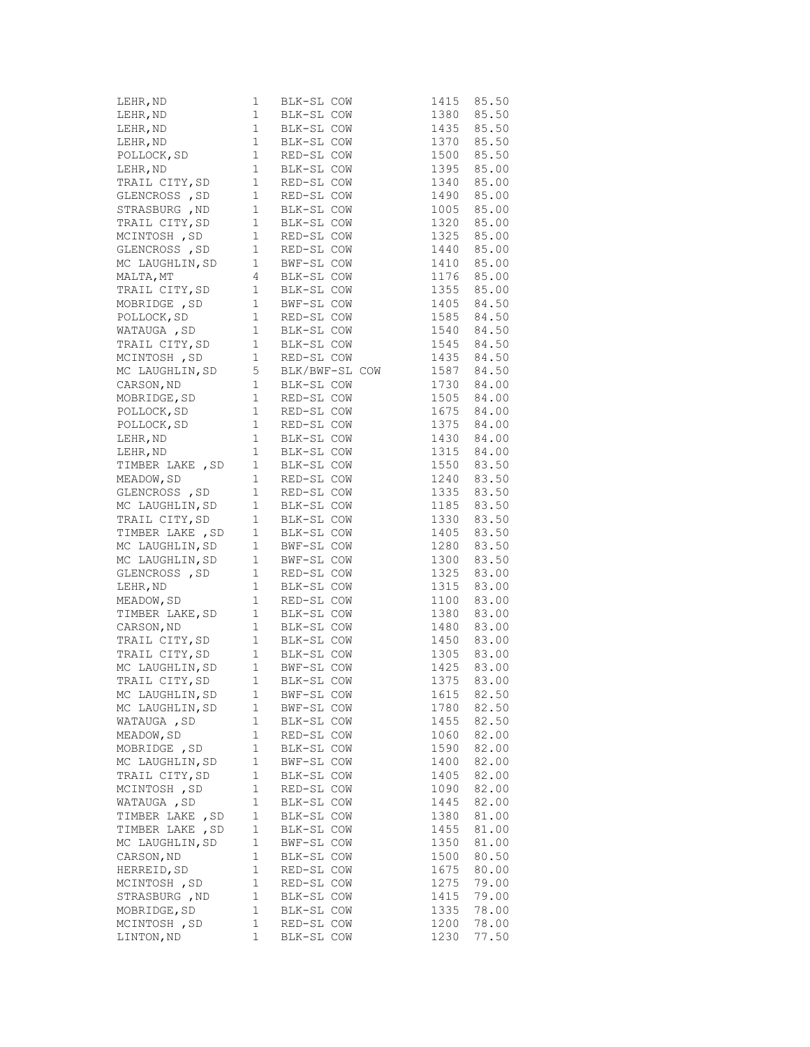| | | | | |
|---|---|---|---|---|
| LEHR,ND | 1 | BLK-SL COW | 1415 | 85.50 |
| LEHR,ND | 1 | BLK-SL COW | 1380 | 85.50 |
| LEHR,ND | 1 | BLK-SL COW | 1435 | 85.50 |
| LEHR,ND | 1 | BLK-SL COW | 1370 | 85.50 |
| POLLOCK,SD | 1 | RED-SL COW | 1500 | 85.50 |
| LEHR,ND | 1 | BLK-SL COW | 1395 | 85.00 |
| TRAIL CITY,SD | 1 | RED-SL COW | 1340 | 85.00 |
| GLENCROSS ,SD | 1 | RED-SL COW | 1490 | 85.00 |
| STRASBURG ,ND | 1 | BLK-SL COW | 1005 | 85.00 |
| TRAIL CITY,SD | 1 | BLK-SL COW | 1320 | 85.00 |
| MCINTOSH ,SD | 1 | RED-SL COW | 1325 | 85.00 |
| GLENCROSS ,SD | 1 | RED-SL COW | 1440 | 85.00 |
| MC LAUGHLIN,SD | 1 | BWF-SL COW | 1410 | 85.00 |
| MALTA,MT | 4 | BLK-SL COW | 1176 | 85.00 |
| TRAIL CITY,SD | 1 | BLK-SL COW | 1355 | 85.00 |
| MOBRIDGE ,SD | 1 | BWF-SL COW | 1405 | 84.50 |
| POLLOCK,SD | 1 | RED-SL COW | 1585 | 84.50 |
| WATAUGA ,SD | 1 | BLK-SL COW | 1540 | 84.50 |
| TRAIL CITY,SD | 1 | BLK-SL COW | 1545 | 84.50 |
| MCINTOSH ,SD | 1 | RED-SL COW | 1435 | 84.50 |
| MC LAUGHLIN,SD | 5 | BLK/BWF-SL COW | 1587 | 84.50 |
| CARSON,ND | 1 | BLK-SL COW | 1730 | 84.00 |
| MOBRIDGE,SD | 1 | RED-SL COW | 1505 | 84.00 |
| POLLOCK,SD | 1 | RED-SL COW | 1675 | 84.00 |
| POLLOCK,SD | 1 | RED-SL COW | 1375 | 84.00 |
| LEHR,ND | 1 | BLK-SL COW | 1430 | 84.00 |
| LEHR,ND | 1 | BLK-SL COW | 1315 | 84.00 |
| TIMBER LAKE ,SD | 1 | BLK-SL COW | 1550 | 83.50 |
| MEADOW,SD | 1 | RED-SL COW | 1240 | 83.50 |
| GLENCROSS ,SD | 1 | RED-SL COW | 1335 | 83.50 |
| MC LAUGHLIN,SD | 1 | BLK-SL COW | 1185 | 83.50 |
| TRAIL CITY,SD | 1 | BLK-SL COW | 1330 | 83.50 |
| TIMBER LAKE ,SD | 1 | BLK-SL COW | 1405 | 83.50 |
| MC LAUGHLIN,SD | 1 | BWF-SL COW | 1280 | 83.50 |
| MC LAUGHLIN,SD | 1 | BWF-SL COW | 1300 | 83.50 |
| GLENCROSS ,SD | 1 | RED-SL COW | 1325 | 83.00 |
| LEHR,ND | 1 | BLK-SL COW | 1315 | 83.00 |
| MEADOW,SD | 1 | RED-SL COW | 1100 | 83.00 |
| TIMBER LAKE,SD | 1 | BLK-SL COW | 1380 | 83.00 |
| CARSON,ND | 1 | BLK-SL COW | 1480 | 83.00 |
| TRAIL CITY,SD | 1 | BLK-SL COW | 1450 | 83.00 |
| TRAIL CITY,SD | 1 | BLK-SL COW | 1305 | 83.00 |
| MC LAUGHLIN,SD | 1 | BWF-SL COW | 1425 | 83.00 |
| TRAIL CITY,SD | 1 | BLK-SL COW | 1375 | 83.00 |
| MC LAUGHLIN,SD | 1 | BWF-SL COW | 1615 | 82.50 |
| MC LAUGHLIN,SD | 1 | BWF-SL COW | 1780 | 82.50 |
| WATAUGA ,SD | 1 | BLK-SL COW | 1455 | 82.50 |
| MEADOW,SD | 1 | RED-SL COW | 1060 | 82.00 |
| MOBRIDGE ,SD | 1 | BLK-SL COW | 1590 | 82.00 |
| MC LAUGHLIN,SD | 1 | BWF-SL COW | 1400 | 82.00 |
| TRAIL CITY,SD | 1 | BLK-SL COW | 1405 | 82.00 |
| MCINTOSH ,SD | 1 | RED-SL COW | 1090 | 82.00 |
| WATAUGA ,SD | 1 | BLK-SL COW | 1445 | 82.00 |
| TIMBER LAKE ,SD | 1 | BLK-SL COW | 1380 | 81.00 |
| TIMBER LAKE ,SD | 1 | BLK-SL COW | 1455 | 81.00 |
| MC LAUGHLIN,SD | 1 | BWF-SL COW | 1350 | 81.00 |
| CARSON,ND | 1 | BLK-SL COW | 1500 | 80.50 |
| HERREID,SD | 1 | RED-SL COW | 1675 | 80.00 |
| MCINTOSH ,SD | 1 | RED-SL COW | 1275 | 79.00 |
| STRASBURG ,ND | 1 | BLK-SL COW | 1415 | 79.00 |
| MOBRIDGE,SD | 1 | BLK-SL COW | 1335 | 78.00 |
| MCINTOSH ,SD | 1 | RED-SL COW | 1200 | 78.00 |
| LINTON,ND | 1 | BLK-SL COW | 1230 | 77.50 |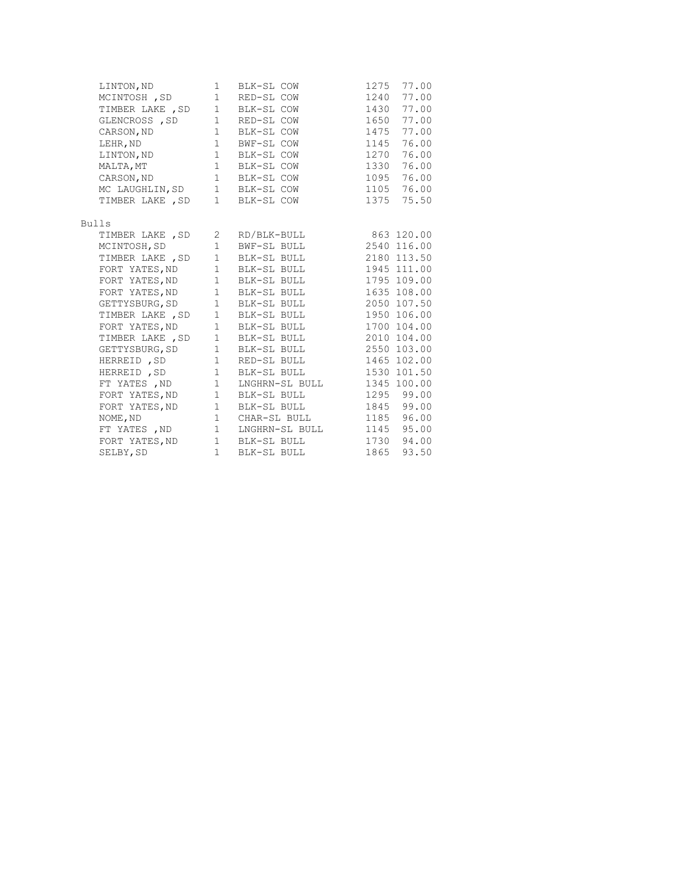| | | | | |
|---|---|---|---|---|
| LINTON,ND | 1 | BLK-SL COW | 1275 | 77.00 |
| MCINTOSH ,SD | 1 | RED-SL COW | 1240 | 77.00 |
| TIMBER LAKE ,SD | 1 | BLK-SL COW | 1430 | 77.00 |
| GLENCROSS ,SD | 1 | RED-SL COW | 1650 | 77.00 |
| CARSON,ND | 1 | BLK-SL COW | 1475 | 77.00 |
| LEHR,ND | 1 | BWF-SL COW | 1145 | 76.00 |
| LINTON,ND | 1 | BLK-SL COW | 1270 | 76.00 |
| MALTA,MT | 1 | BLK-SL COW | 1330 | 76.00 |
| CARSON,ND | 1 | BLK-SL COW | 1095 | 76.00 |
| MC LAUGHLIN,SD | 1 | BLK-SL COW | 1105 | 76.00 |
| TIMBER LAKE ,SD | 1 | BLK-SL COW | 1375 | 75.50 |

Bulls

| | | | | |
|---|---|---|---|---|
| TIMBER LAKE ,SD | 2 | RD/BLK-BULL | 863 | 120.00 |
| MCINTOSH,SD | 1 | BWF-SL BULL | 2540 | 116.00 |
| TIMBER LAKE ,SD | 1 | BLK-SL BULL | 2180 | 113.50 |
| FORT YATES,ND | 1 | BLK-SL BULL | 1945 | 111.00 |
| FORT YATES,ND | 1 | BLK-SL BULL | 1795 | 109.00 |
| FORT YATES,ND | 1 | BLK-SL BULL | 1635 | 108.00 |
| GETTYSBURG,SD | 1 | BLK-SL BULL | 2050 | 107.50 |
| TIMBER LAKE ,SD | 1 | BLK-SL BULL | 1950 | 106.00 |
| FORT YATES,ND | 1 | BLK-SL BULL | 1700 | 104.00 |
| TIMBER LAKE ,SD | 1 | BLK-SL BULL | 2010 | 104.00 |
| GETTYSBURG,SD | 1 | BLK-SL BULL | 2550 | 103.00 |
| HERREID ,SD | 1 | RED-SL BULL | 1465 | 102.00 |
| HERREID ,SD | 1 | BLK-SL BULL | 1530 | 101.50 |
| FT YATES ,ND | 1 | LNGHRN-SL BULL | 1345 | 100.00 |
| FORT YATES,ND | 1 | BLK-SL BULL | 1295 | 99.00 |
| FORT YATES,ND | 1 | BLK-SL BULL | 1845 | 99.00 |
| NOME,ND | 1 | CHAR-SL BULL | 1185 | 96.00 |
| FT YATES ,ND | 1 | LNGHRN-SL BULL | 1145 | 95.00 |
| FORT YATES,ND | 1 | BLK-SL BULL | 1730 | 94.00 |
| SELBY,SD | 1 | BLK-SL BULL | 1865 | 93.50 |